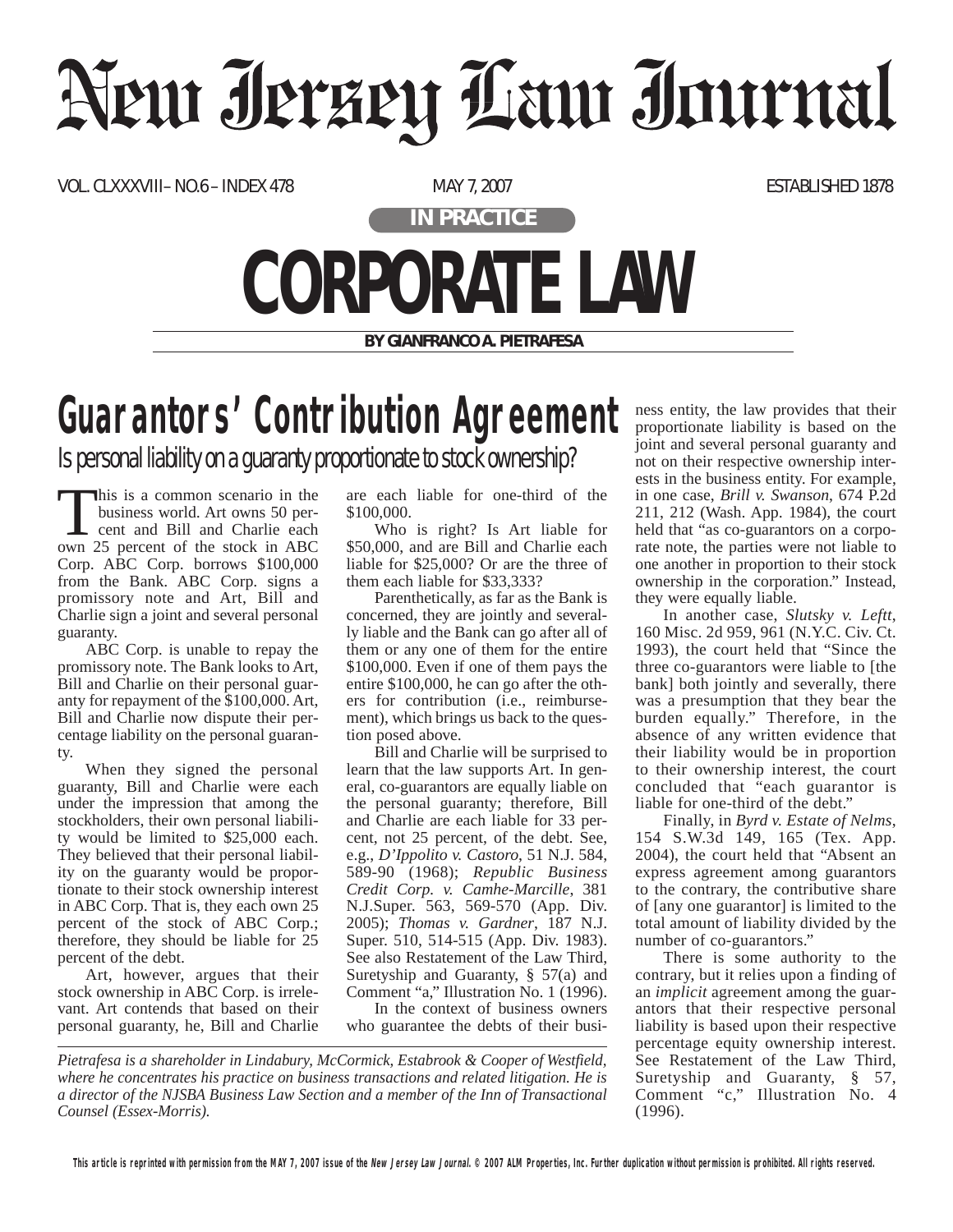# New Jersey Law Journal

VOL. CLXXXVIII – NO. 6 – INDEX 478 | MAY 7, 2007 | ESTABLISHED 1878

**IN PRACTICE**

# CORPORATE LAW

**BY GIANFRANCO A. PIETRAFESA**

## Guarantors' Contribution Agreement

### Is personal liability on a guaranty proportionate to stock ownership?

This is a common scenario in the business world. Art owns 50 percent and Bill and Charlie each own 25 percent of the stock in ABC Corp. ABC Corp. borrows $100,000 from the Bank. ABC Corp. signs a promissory note and Art, Bill and Charlie sign a joint and several personal guaranty.

ABC Corp. is unable to repay the promissory note. The Bank looks to Art, Bill and Charlie on their personal guaranty for repayment of the $100,000. Art, Bill and Charlie now dispute their percentage liability on the personal guaranty.

When they signed the personal guaranty, Bill and Charlie were each under the impression that among the stockholders, their own personal liability would be limited to $25,000 each. They believed that their personal liability on the guaranty would be proportionate to their stock ownership interest in ABC Corp. That is, they each own 25 percent of the stock of ABC Corp.; therefore, they should be liable for 25 percent of the debt.

Art, however, argues that their stock ownership in ABC Corp. is irrelevant. Art contends that based on their personal guaranty, he, Bill and Charlie are each liable for one-third of the $100,000.

Who is right? Is Art liable for $50,000, and are Bill and Charlie each liable for $25,000? Or are the three of them each liable for $33,333?

Parenthetically, as far as the Bank is concerned, they are jointly and severally liable and the Bank can go after all of them or any one of them for the entire $100,000. Even if one of them pays the entire $100,000, he can go after the others for contribution (i.e., reimbursement), which brings us back to the question posed above.

Bill and Charlie will be surprised to learn that the law supports Art. In general, co-guarantors are equally liable on the personal guaranty; therefore, Bill and Charlie are each liable for 33 percent, not 25 percent, of the debt. See, e.g., *D'Ippolito v. Castoro*, 51 N.J. 584, 589-90 (1968); *Republic Business Credit Corp. v. Camhe-Marcille*, 381 N.J.Super. 563, 569-570 (App. Div. 2005); *Thomas v. Gardner*, 187 N.J. Super. 510, 514-515 (App. Div. 1983). See also Restatement of the Law Third, Suretyship and Guaranty, § 57(a) and Comment "a," Illustration No. 1 (1996).

In the context of business owners who guarantee the debts of their business entity, the law provides that their proportionate liability is based on the joint and several personal guaranty and not on their respective ownership interests in the business entity. For example, in one case, *Brill v. Swanson*, 674 P.2d 211, 212 (Wash. App. 1984), the court held that "as co-guarantors on a corporate note, the parties were not liable to one another in proportion to their stock ownership in the corporation." Instead, they were equally liable.

In another case, *Slutsky v. Leftt*, 160 Misc. 2d 959, 961 (N.Y.C. Civ. Ct. 1993), the court held that "Since the three co-guarantors were liable to [the bank] both jointly and severally, there was a presumption that they bear the burden equally." Therefore, in the absence of any written evidence that their liability would be in proportion to their ownership interest, the court concluded that "each guarantor is liable for one-third of the debt."

Finally, in *Byrd v. Estate of Nelms*, 154 S.W.3d 149, 165 (Tex. App. 2004), the court held that "Absent an express agreement among guarantors to the contrary, the contributive share of [any one guarantor] is limited to the total amount of liability divided by the number of co-guarantors."

There is some authority to the contrary, but it relies upon a finding of an *implicit* agreement among the guarantors that their respective personal liability is based upon their respective percentage equity ownership interest. See Restatement of the Law Third, Suretyship and Guaranty, § 57, Comment "c," Illustration No. 4 (1996).

---

*Pietrafesa is a shareholder in Lindabury, McCormick, Estabrook & Cooper of Westfield, where he concentrates his practice on business transactions and related litigation. He is a director of the NJSBA Business Law Section and a member of the Inn of Transactional Counsel (Essex-Morris).*

This article is reprinted with permission from the MAY 7, 2007 issue of the *New Jersey Law Journal*. © 2007 ALM Properties, Inc. Further duplication without permission is prohibited. All rights reserved.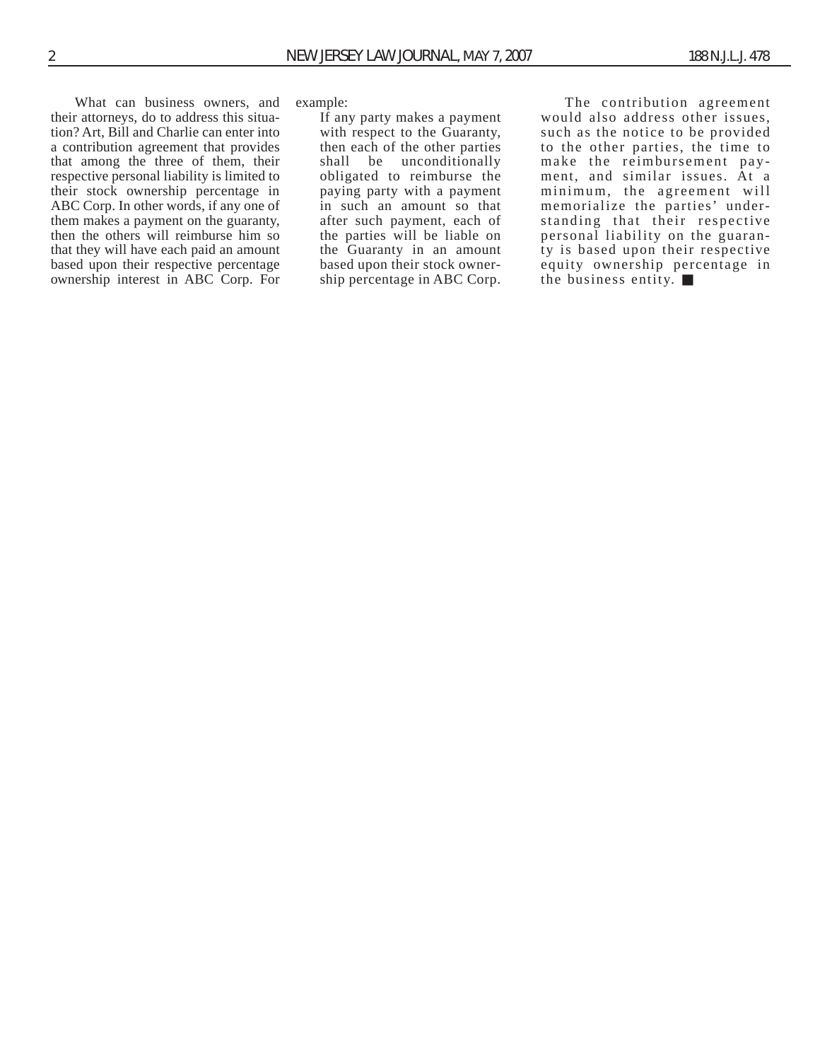What can business owners, and their attorneys, do to address this situation? Art, Bill and Charlie can enter into a contribution agreement that provides that among the three of them, their respective personal liability is limited to their stock ownership percentage in ABC Corp. In other words, if any one of them makes a payment on the guaranty, then the others will reimburse him so that they will have each paid an amount based upon their respective percentage ownership interest in ABC Corp. For example:

> If any party makes a payment with respect to the Guaranty, then each of the other parties shall be unconditionally obligated to reimburse the paying party with a payment in such an amount so that after such payment, each of the parties will be liable on the Guaranty in an amount based upon their stock ownership percentage in ABC Corp.

The contribution agreement would also address other issues, such as the notice to be provided to the other parties, the time to make the reimbursement payment, and similar issues. At a minimum, the agreement will memorialize the parties' understanding that their respective personal liability on the guaranty is based upon their respective equity ownership percentage in the business entity. ■